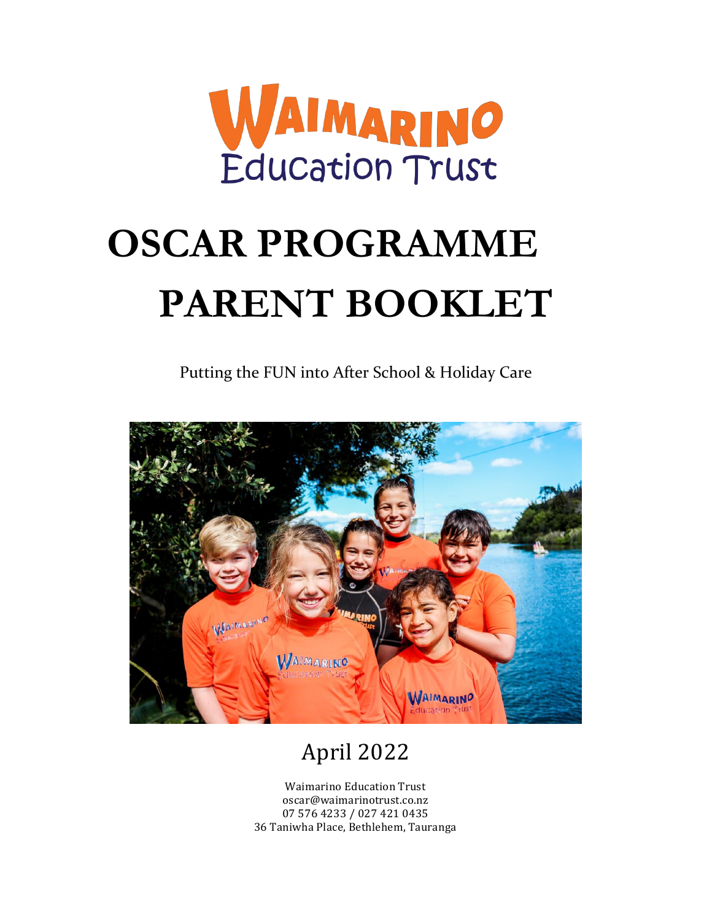WAIMARINO Education Trust

# OSCAR PROGRAMME PARENT BOOKLET

Putting the FUN into After School & Holiday Care

April 2022

Waimarino Education Trust
oscar@waimarinotrust.co.nz
07 576 4233 / 027 421 0435
36 Taniwha Place, Bethlehem, Tauranga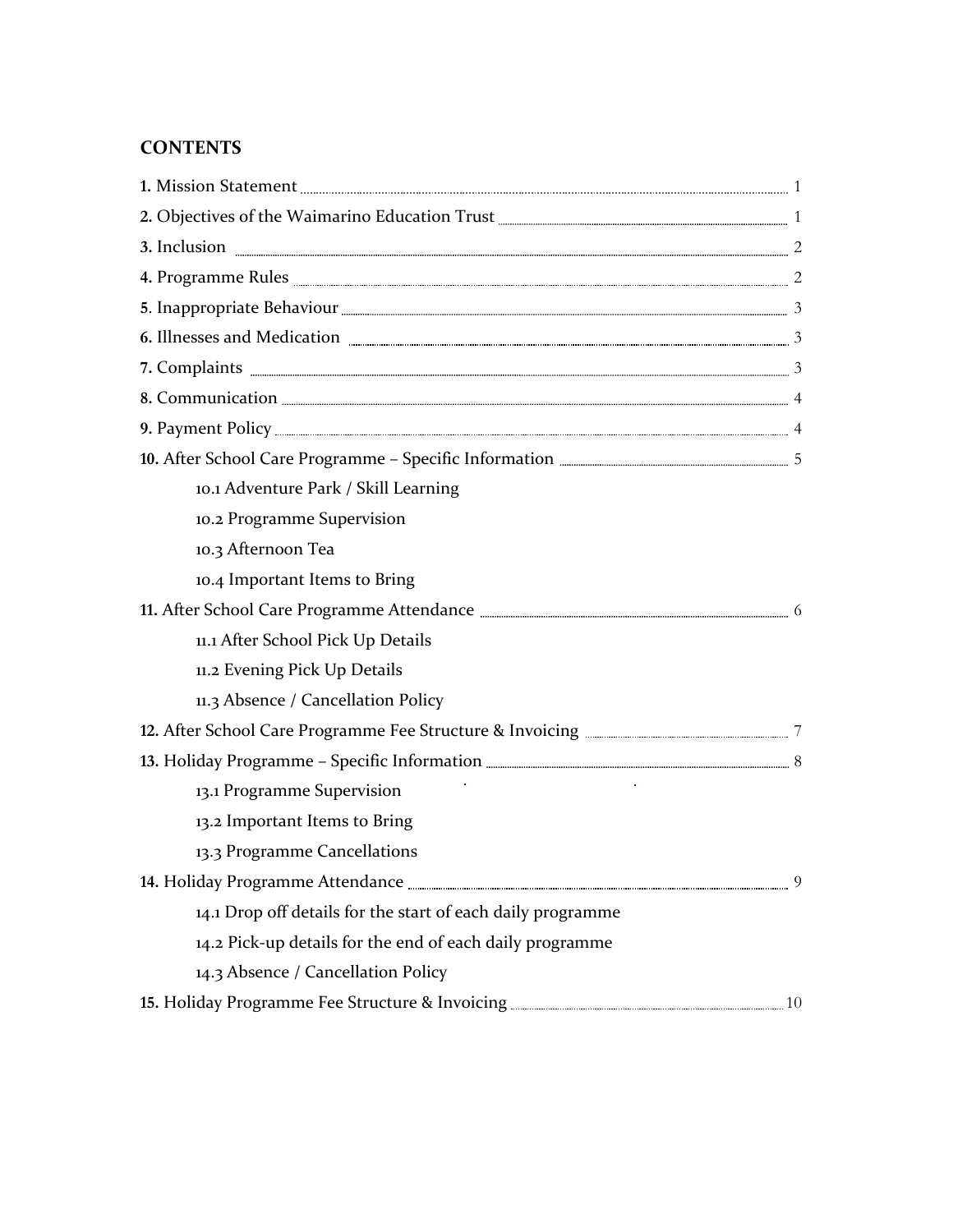## CONTENTS

**1.** Mission Statement ........ 1

**2.** Objectives of the Waimarino Education Trust ........ 1

**3.** Inclusion ........ 2

**4.** Programme Rules ........ 2

**5**. Inappropriate Behaviour ........ 3

**6.** Illnesses and Medication ........ 3

**7.** Complaints ........ 3

**8.** Communication ........ 4

**9.** Payment Policy ........ 4

**10.** After School Care Programme – Specific Information ........ 5

- 10.1 Adventure Park / Skill Learning
- 10.2 Programme Supervision
- 10.3 Afternoon Tea
- 10.4 Important Items to Bring

**11.** After School Care Programme Attendance ........ 6

- 11.1 After School Pick Up Details
- 11.2 Evening Pick Up Details
- 11.3 Absence / Cancellation Policy

**12.** After School Care Programme Fee Structure & Invoicing ........ 7

**13.** Holiday Programme – Specific Information ........ 8

- 13.1 Programme Supervision
- 13.2 Important Items to Bring
- 13.3 Programme Cancellations

**14.** Holiday Programme Attendance ........ 9

- 14.1 Drop off details for the start of each daily programme
- 14.2 Pick-up details for the end of each daily programme
- 14.3 Absence / Cancellation Policy

**15.** Holiday Programme Fee Structure & Invoicing ........ 10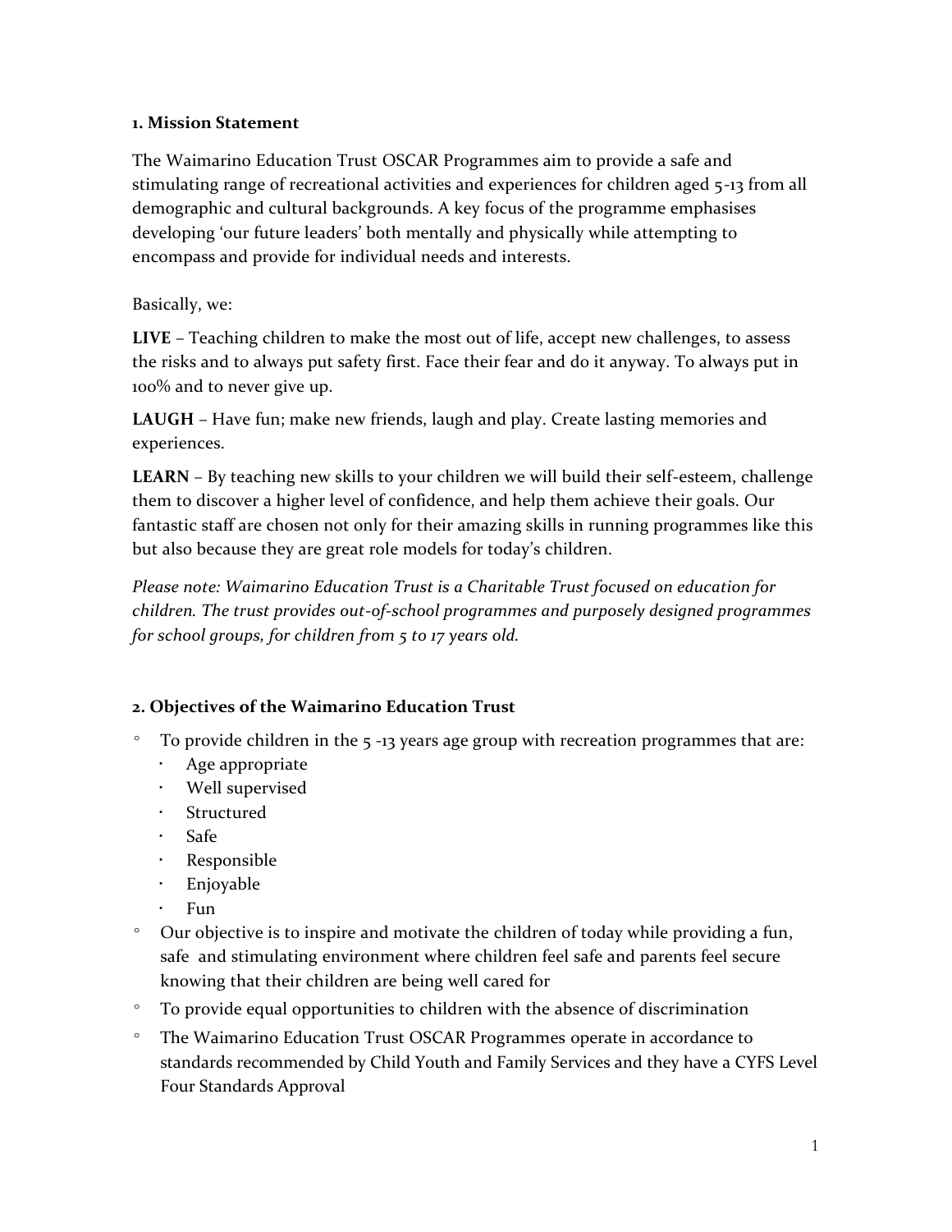## 1. Mission Statement

The Waimarino Education Trust OSCAR Programmes aim to provide a safe and stimulating range of recreational activities and experiences for children aged 5-13 from all demographic and cultural backgrounds. A key focus of the programme emphasises developing 'our future leaders' both mentally and physically while attempting to encompass and provide for individual needs and interests.

Basically, we:

**LIVE** – Teaching children to make the most out of life, accept new challenges, to assess the risks and to always put safety first. Face their fear and do it anyway. To always put in 100% and to never give up.

**LAUGH** – Have fun; make new friends, laugh and play. Create lasting memories and experiences.

**LEARN** – By teaching new skills to your children we will build their self-esteem, challenge them to discover a higher level of confidence, and help them achieve their goals. Our fantastic staff are chosen not only for their amazing skills in running programmes like this but also because they are great role models for today's children.

*Please note: Waimarino Education Trust is a Charitable Trust focused on education for children. The trust provides out-of-school programmes and purposely designed programmes for school groups, for children from 5 to 17 years old.*

## 2. Objectives of the Waimarino Education Trust

- To provide children in the 5 -13 years age group with recreation programmes that are:
  - Age appropriate
  - Well supervised
  - Structured
  - Safe
  - Responsible
  - Enjoyable
  - Fun
- Our objective is to inspire and motivate the children of today while providing a fun, safe and stimulating environment where children feel safe and parents feel secure knowing that their children are being well cared for
- To provide equal opportunities to children with the absence of discrimination
- The Waimarino Education Trust OSCAR Programmes operate in accordance to standards recommended by Child Youth and Family Services and they have a CYFS Level Four Standards Approval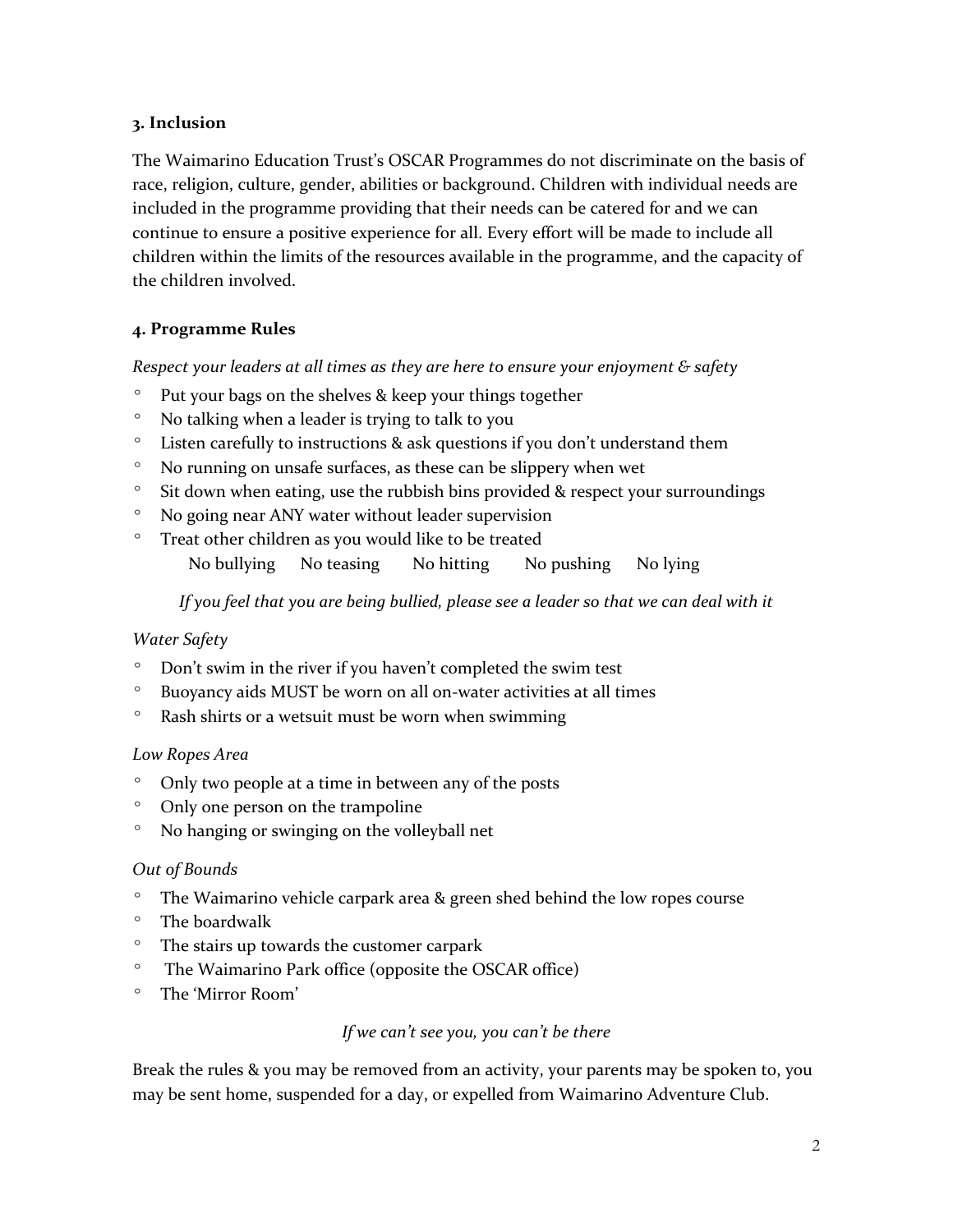### 3. Inclusion

The Waimarino Education Trust's OSCAR Programmes do not discriminate on the basis of race, religion, culture, gender, abilities or background. Children with individual needs are included in the programme providing that their needs can be catered for and we can continue to ensure a positive experience for all. Every effort will be made to include all children within the limits of the resources available in the programme, and the capacity of the children involved.

### 4. Programme Rules

*Respect your leaders at all times as they are here to ensure your enjoyment & safety*

- Put your bags on the shelves & keep your things together
- No talking when a leader is trying to talk to you
- Listen carefully to instructions & ask questions if you don't understand them
- No running on unsafe surfaces, as these can be slippery when wet
- Sit down when eating, use the rubbish bins provided & respect your surroundings
- No going near ANY water without leader supervision
- Treat other children as you would like to be treated

  No bullying No teasing No hitting No pushing No lying

*If you feel that you are being bullied, please see a leader so that we can deal with it*

*Water Safety*

- Don't swim in the river if you haven't completed the swim test
- Buoyancy aids MUST be worn on all on-water activities at all times
- Rash shirts or a wetsuit must be worn when swimming

*Low Ropes Area*

- Only two people at a time in between any of the posts
- Only one person on the trampoline
- No hanging or swinging on the volleyball net

*Out of Bounds*

- The Waimarino vehicle carpark area & green shed behind the low ropes course
- The boardwalk
- The stairs up towards the customer carpark
- The Waimarino Park office (opposite the OSCAR office)
- The 'Mirror Room'

*If we can't see you, you can't be there*

Break the rules & you may be removed from an activity, your parents may be spoken to, you may be sent home, suspended for a day, or expelled from Waimarino Adventure Club.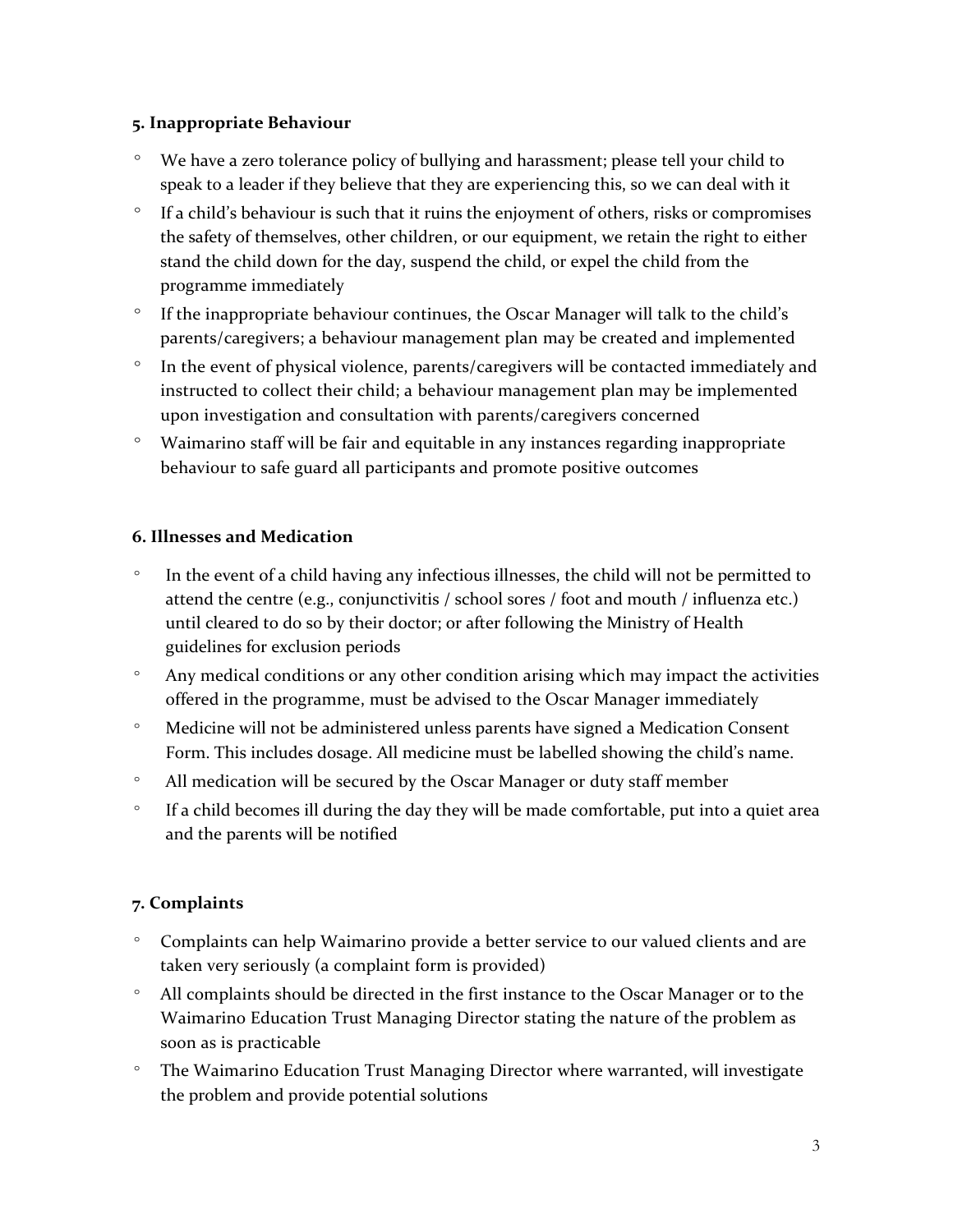### 5. Inappropriate Behaviour

- We have a zero tolerance policy of bullying and harassment; please tell your child to speak to a leader if they believe that they are experiencing this, so we can deal with it
- If a child's behaviour is such that it ruins the enjoyment of others, risks or compromises the safety of themselves, other children, or our equipment, we retain the right to either stand the child down for the day, suspend the child, or expel the child from the programme immediately
- If the inappropriate behaviour continues, the Oscar Manager will talk to the child's parents/caregivers; a behaviour management plan may be created and implemented
- In the event of physical violence, parents/caregivers will be contacted immediately and instructed to collect their child; a behaviour management plan may be implemented upon investigation and consultation with parents/caregivers concerned
- Waimarino staff will be fair and equitable in any instances regarding inappropriate behaviour to safe guard all participants and promote positive outcomes

### 6. Illnesses and Medication

- In the event of a child having any infectious illnesses, the child will not be permitted to attend the centre (e.g., conjunctivitis / school sores / foot and mouth / influenza etc.) until cleared to do so by their doctor; or after following the Ministry of Health guidelines for exclusion periods
- Any medical conditions or any other condition arising which may impact the activities offered in the programme, must be advised to the Oscar Manager immediately
- Medicine will not be administered unless parents have signed a Medication Consent Form. This includes dosage. All medicine must be labelled showing the child's name.
- All medication will be secured by the Oscar Manager or duty staff member
- If a child becomes ill during the day they will be made comfortable, put into a quiet area and the parents will be notified

### 7. Complaints

- Complaints can help Waimarino provide a better service to our valued clients and are taken very seriously (a complaint form is provided)
- All complaints should be directed in the first instance to the Oscar Manager or to the Waimarino Education Trust Managing Director stating the nature of the problem as soon as is practicable
- The Waimarino Education Trust Managing Director where warranted, will investigate the problem and provide potential solutions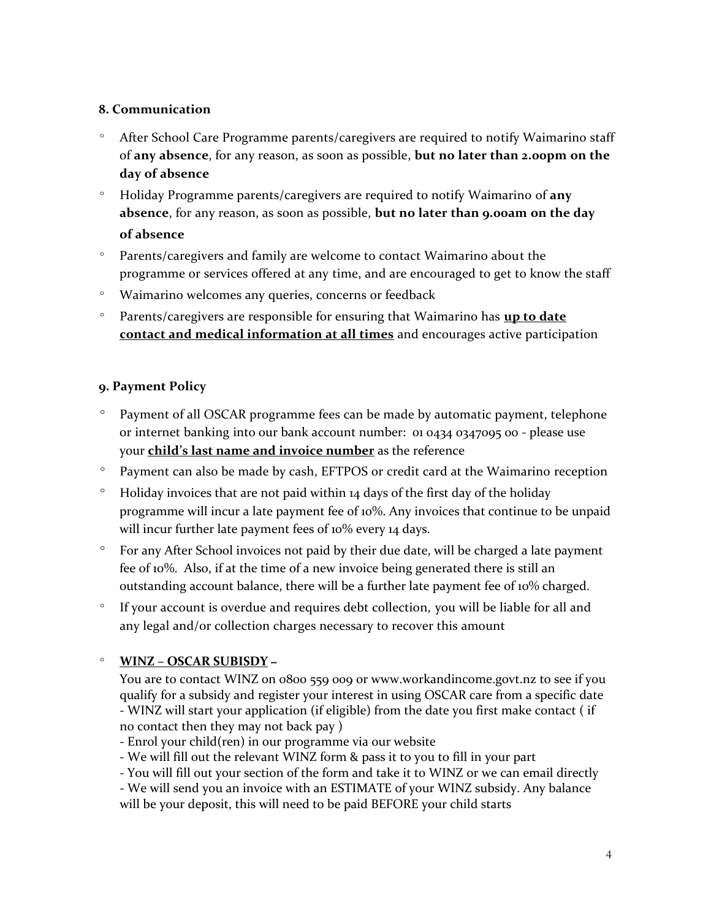### 8. Communication

- After School Care Programme parents/caregivers are required to notify Waimarino staff of **any absence**, for any reason, as soon as possible, **but no later than 2.00pm on the day of absence**
- Holiday Programme parents/caregivers are required to notify Waimarino of **any absence**, for any reason, as soon as possible, **but no later than 9.00am on the day of absence**
- Parents/caregivers and family are welcome to contact Waimarino about the programme or services offered at any time, and are encouraged to get to know the staff
- Waimarino welcomes any queries, concerns or feedback
- Parents/caregivers are responsible for ensuring that Waimarino has **<u>up to date contact and medical information at all times</u>** and encourages active participation

### 9. Payment Policy

- Payment of all OSCAR programme fees can be made by automatic payment, telephone or internet banking into our bank account number: 01 0434 0347095 00 - please use your **<u>child's last name and invoice number</u>** as the reference
- Payment can also be made by cash, EFTPOS or credit card at the Waimarino reception
- Holiday invoices that are not paid within 14 days of the first day of the holiday programme will incur a late payment fee of 10%. Any invoices that continue to be unpaid will incur further late payment fees of 10% every 14 days.
- For any After School invoices not paid by their due date, will be charged a late payment fee of 10%. Also, if at the time of a new invoice being generated there is still an outstanding account balance, there will be a further late payment fee of 10% charged.
- If your account is overdue and requires debt collection, you will be liable for all and any legal and/or collection charges necessary to recover this amount

- **<u>WINZ – OSCAR SUBISDY</u> –**
  You are to contact WINZ on 0800 559 009 or www.workandincome.govt.nz to see if you qualify for a subsidy and register your interest in using OSCAR care from a specific date
  - WINZ will start your application (if eligible) from the date you first make contact ( if no contact then they may not back pay )
  - Enrol your child(ren) in our programme via our website
  - We will fill out the relevant WINZ form & pass it to you to fill in your part
  - You will fill out your section of the form and take it to WINZ or we can email directly
  - We will send you an invoice with an ESTIMATE of your WINZ subsidy. Any balance will be your deposit, this will need to be paid BEFORE your child starts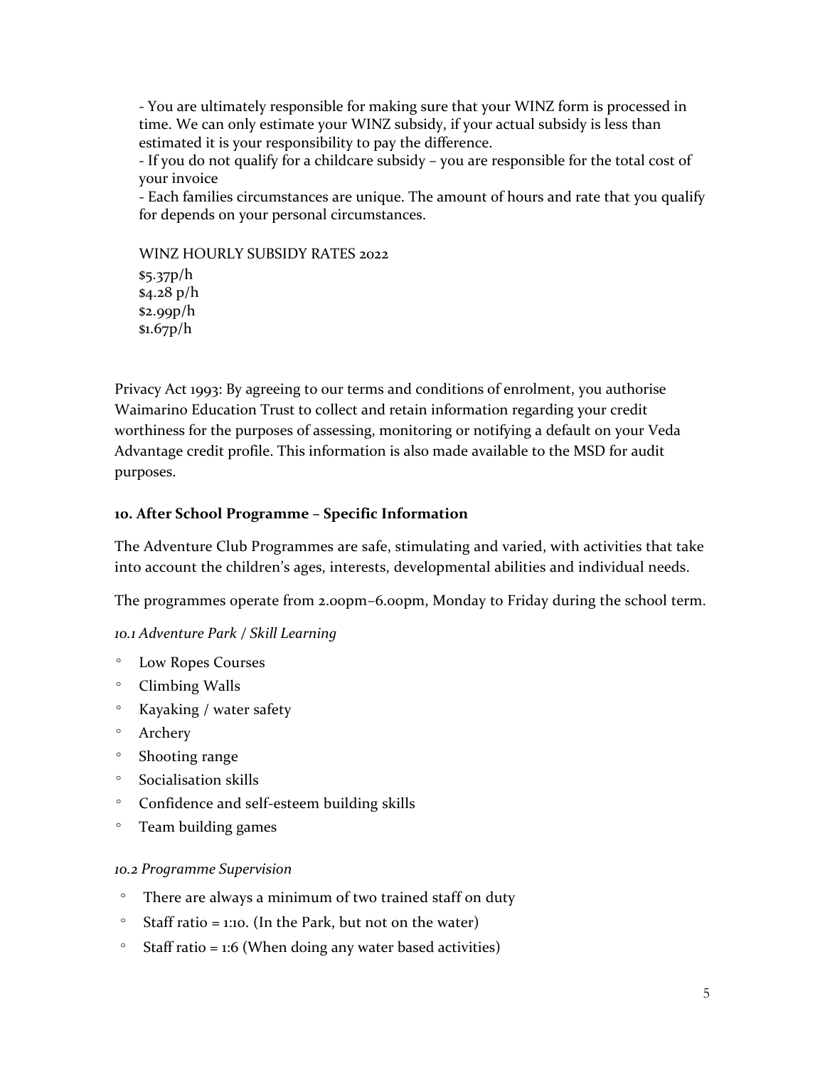- You are ultimately responsible for making sure that your WINZ form is processed in time. We can only estimate your WINZ subsidy, if your actual subsidy is less than estimated it is your responsibility to pay the difference.
- If you do not qualify for a childcare subsidy – you are responsible for the total cost of your invoice
- Each families circumstances are unique. The amount of hours and rate that you qualify for depends on your personal circumstances.

WINZ HOURLY SUBSIDY RATES 2022
$5.37p/h
$4.28 p/h
$2.99p/h
$1.67p/h

Privacy Act 1993: By agreeing to our terms and conditions of enrolment, you authorise Waimarino Education Trust to collect and retain information regarding your credit worthiness for the purposes of assessing, monitoring or notifying a default on your Veda Advantage credit profile. This information is also made available to the MSD for audit purposes.

## 10. After School Programme – Specific Information

The Adventure Club Programmes are safe, stimulating and varied, with activities that take into account the children's ages, interests, developmental abilities and individual needs.

The programmes operate from 2.00pm–6.00pm, Monday to Friday during the school term.

### *10.1 Adventure Park / Skill Learning*

- Low Ropes Courses
- Climbing Walls
- Kayaking / water safety
- Archery
- Shooting range
- Socialisation skills
- Confidence and self-esteem building skills
- Team building games

### *10.2 Programme Supervision*

- There are always a minimum of two trained staff on duty
- Staff ratio = 1:10. (In the Park, but not on the water)
- Staff ratio = 1:6 (When doing any water based activities)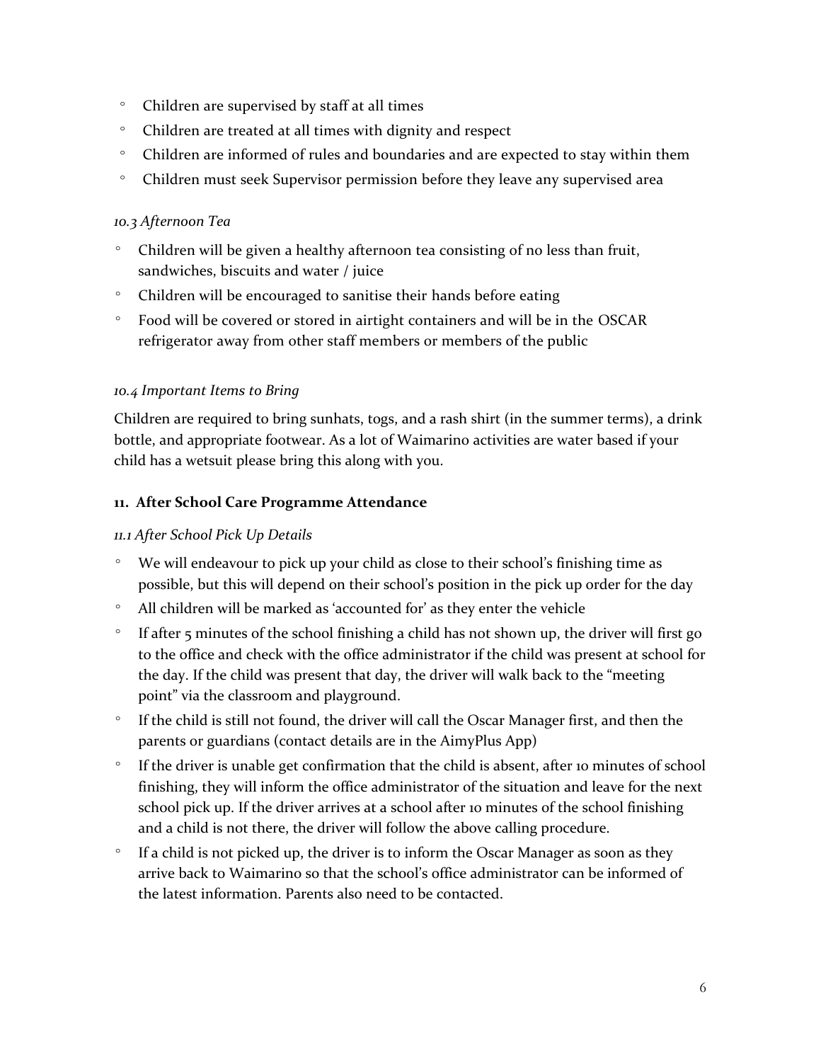- Children are supervised by staff at all times
- Children are treated at all times with dignity and respect
- Children are informed of rules and boundaries and are expected to stay within them
- Children must seek Supervisor permission before they leave any supervised area

*10.3 Afternoon Tea*

- Children will be given a healthy afternoon tea consisting of no less than fruit, sandwiches, biscuits and water / juice
- Children will be encouraged to sanitise their hands before eating
- Food will be covered or stored in airtight containers and will be in the OSCAR refrigerator away from other staff members or members of the public

*10.4 Important Items to Bring*

Children are required to bring sunhats, togs, and a rash shirt (in the summer terms), a drink bottle, and appropriate footwear. As a lot of Waimarino activities are water based if your child has a wetsuit please bring this along with you.

## 11. After School Care Programme Attendance

*11.1 After School Pick Up Details*

- We will endeavour to pick up your child as close to their school's finishing time as possible, but this will depend on their school's position in the pick up order for the day
- All children will be marked as 'accounted for' as they enter the vehicle
- If after 5 minutes of the school finishing a child has not shown up, the driver will first go to the office and check with the office administrator if the child was present at school for the day. If the child was present that day, the driver will walk back to the "meeting point" via the classroom and playground.
- If the child is still not found, the driver will call the Oscar Manager first, and then the parents or guardians (contact details are in the AimyPlus App)
- If the driver is unable get confirmation that the child is absent, after 10 minutes of school finishing, they will inform the office administrator of the situation and leave for the next school pick up. If the driver arrives at a school after 10 minutes of the school finishing and a child is not there, the driver will follow the above calling procedure.
- If a child is not picked up, the driver is to inform the Oscar Manager as soon as they arrive back to Waimarino so that the school's office administrator can be informed of the latest information. Parents also need to be contacted.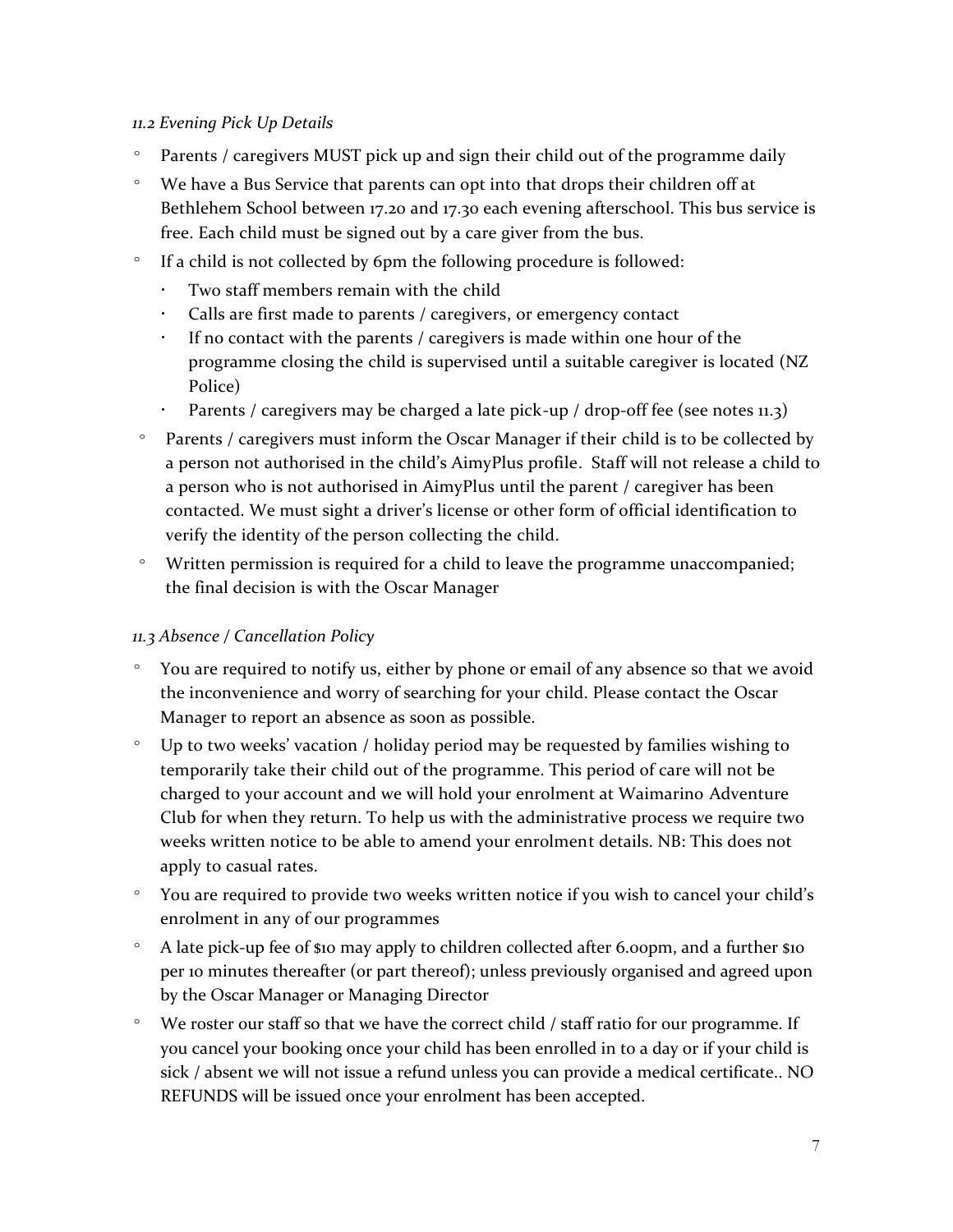*11.2 Evening Pick Up Details*

- Parents / caregivers MUST pick up and sign their child out of the programme daily
- We have a Bus Service that parents can opt into that drops their children off at Bethlehem School between 17.20 and 17.30 each evening afterschool. This bus service is free. Each child must be signed out by a care giver from the bus.
- If a child is not collected by 6pm the following procedure is followed:
  - Two staff members remain with the child
  - Calls are first made to parents / caregivers, or emergency contact
  - If no contact with the parents / caregivers is made within one hour of the programme closing the child is supervised until a suitable caregiver is located (NZ Police)
  - Parents / caregivers may be charged a late pick-up / drop-off fee (see notes 11.3)
- Parents / caregivers must inform the Oscar Manager if their child is to be collected by a person not authorised in the child's AimyPlus profile. Staff will not release a child to a person who is not authorised in AimyPlus until the parent / caregiver has been contacted. We must sight a driver's license or other form of official identification to verify the identity of the person collecting the child.
- Written permission is required for a child to leave the programme unaccompanied; the final decision is with the Oscar Manager

*11.3 Absence / Cancellation Policy*

- You are required to notify us, either by phone or email of any absence so that we avoid the inconvenience and worry of searching for your child. Please contact the Oscar Manager to report an absence as soon as possible.
- Up to two weeks' vacation / holiday period may be requested by families wishing to temporarily take their child out of the programme. This period of care will not be charged to your account and we will hold your enrolment at Waimarino Adventure Club for when they return. To help us with the administrative process we require two weeks written notice to be able to amend your enrolment details. NB: This does not apply to casual rates.
- You are required to provide two weeks written notice if you wish to cancel your child's enrolment in any of our programmes
- A late pick-up fee of $10 may apply to children collected after 6.00pm, and a further $10 per 10 minutes thereafter (or part thereof); unless previously organised and agreed upon by the Oscar Manager or Managing Director
- We roster our staff so that we have the correct child / staff ratio for our programme. If you cancel your booking once your child has been enrolled in to a day or if your child is sick / absent we will not issue a refund unless you can provide a medical certificate.. NO REFUNDS will be issued once your enrolment has been accepted.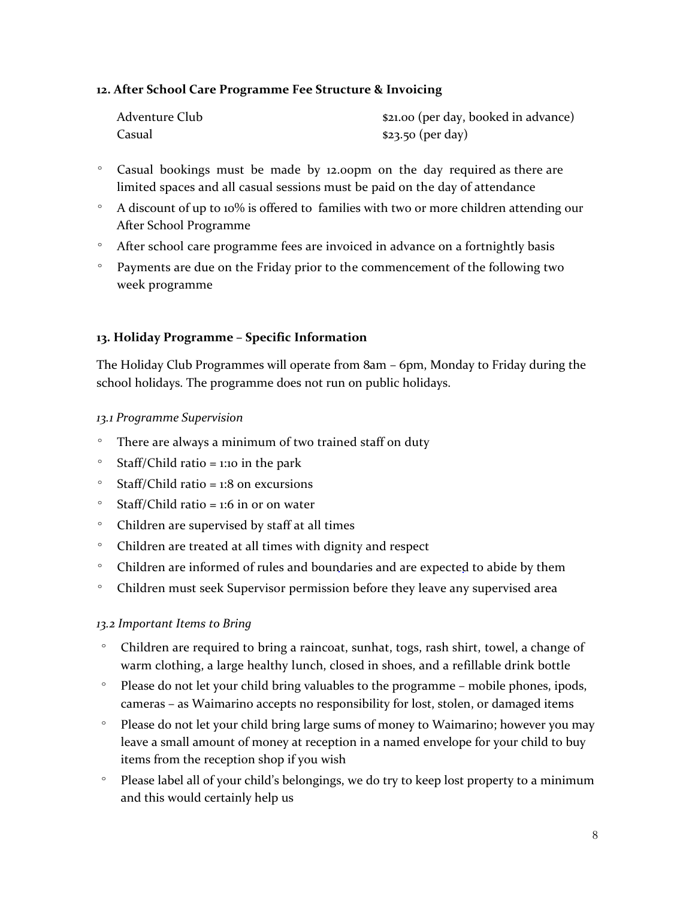### 12. After School Care Programme Fee Structure & Invoicing

| | |
|---|---|
| Adventure Club | $21.00 (per day, booked in advance) |
| Casual | $23.50 (per day) |

- Casual bookings must be made by 12.00pm on the day required as there are limited spaces and all casual sessions must be paid on the day of attendance
- A discount of up to 10% is offered to families with two or more children attending our After School Programme
- After school care programme fees are invoiced in advance on a fortnightly basis
- Payments are due on the Friday prior to the commencement of the following two week programme

### 13. Holiday Programme – Specific Information

The Holiday Club Programmes will operate from 8am – 6pm, Monday to Friday during the school holidays. The programme does not run on public holidays.

*13.1 Programme Supervision*

- There are always a minimum of two trained staff on duty
- Staff/Child ratio = 1:10 in the park
- Staff/Child ratio = 1:8 on excursions
- Staff/Child ratio = 1:6 in or on water
- Children are supervised by staff at all times
- Children are treated at all times with dignity and respect
- Children are informed of rules and boundaries and are expected to abide by them
- Children must seek Supervisor permission before they leave any supervised area

*13.2 Important Items to Bring*

- Children are required to bring a raincoat, sunhat, togs, rash shirt, towel, a change of warm clothing, a large healthy lunch, closed in shoes, and a refillable drink bottle
- Please do not let your child bring valuables to the programme – mobile phones, ipods, cameras – as Waimarino accepts no responsibility for lost, stolen, or damaged items
- Please do not let your child bring large sums of money to Waimarino; however you may leave a small amount of money at reception in a named envelope for your child to buy items from the reception shop if you wish
- Please label all of your child's belongings, we do try to keep lost property to a minimum and this would certainly help us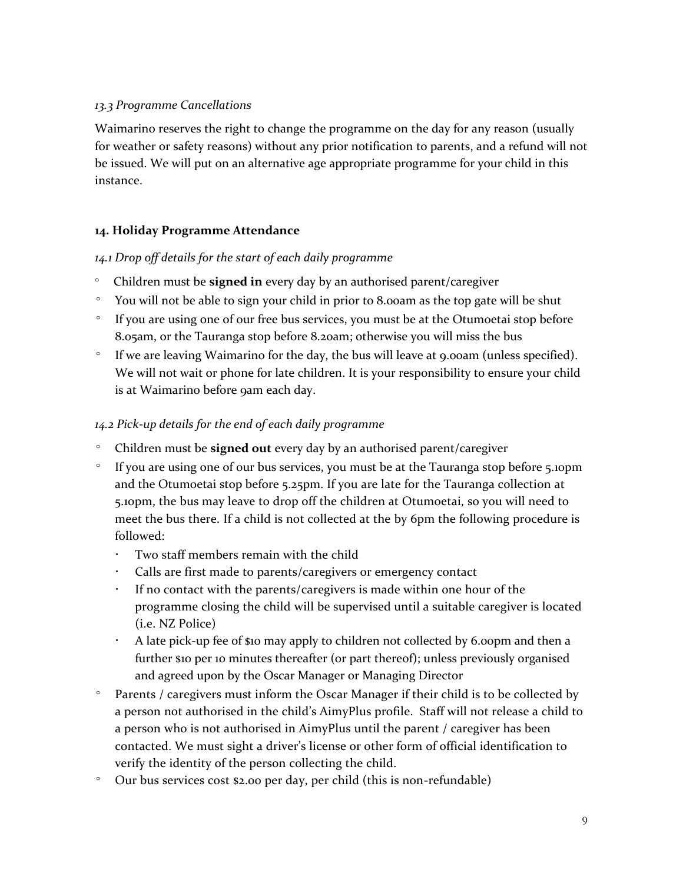*13.3 Programme Cancellations*

Waimarino reserves the right to change the programme on the day for any reason (usually for weather or safety reasons) without any prior notification to parents, and a refund will not be issued. We will put on an alternative age appropriate programme for your child in this instance.

## 14. Holiday Programme Attendance

*14.1 Drop off details for the start of each daily programme*

- Children must be **signed in** every day by an authorised parent/caregiver
- You will not be able to sign your child in prior to 8.00am as the top gate will be shut
- If you are using one of our free bus services, you must be at the Otumoetai stop before 8.05am, or the Tauranga stop before 8.20am; otherwise you will miss the bus
- If we are leaving Waimarino for the day, the bus will leave at 9.00am (unless specified). We will not wait or phone for late children. It is your responsibility to ensure your child is at Waimarino before 9am each day.

*14.2 Pick-up details for the end of each daily programme*

- Children must be **signed out** every day by an authorised parent/caregiver
- If you are using one of our bus services, you must be at the Tauranga stop before 5.10pm and the Otumoetai stop before 5.25pm. If you are late for the Tauranga collection at 5.10pm, the bus may leave to drop off the children at Otumoetai, so you will need to meet the bus there. If a child is not collected at the by 6pm the following procedure is followed:
  - Two staff members remain with the child
  - Calls are first made to parents/caregivers or emergency contact
  - If no contact with the parents/caregivers is made within one hour of the programme closing the child will be supervised until a suitable caregiver is located (i.e. NZ Police)
  - A late pick-up fee of $10 may apply to children not collected by 6.00pm and then a further $10 per 10 minutes thereafter (or part thereof); unless previously organised and agreed upon by the Oscar Manager or Managing Director
- Parents / caregivers must inform the Oscar Manager if their child is to be collected by a person not authorised in the child's AimyPlus profile. Staff will not release a child to a person who is not authorised in AimyPlus until the parent / caregiver has been contacted. We must sight a driver's license or other form of official identification to verify the identity of the person collecting the child.
- Our bus services cost $2.00 per day, per child (this is non-refundable)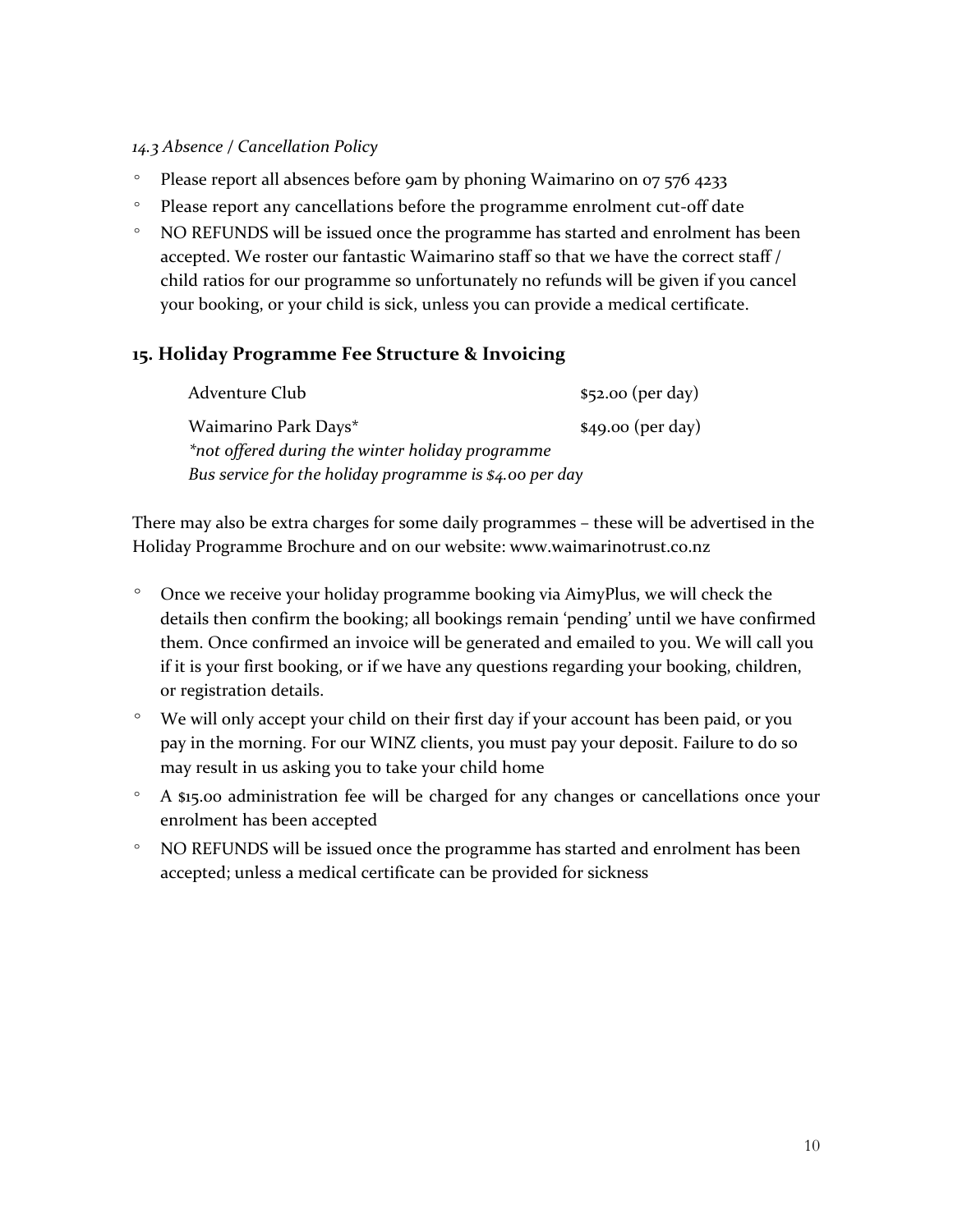*14.3 Absence / Cancellation Policy*

- Please report all absences before 9am by phoning Waimarino on 07 576 4233
- Please report any cancellations before the programme enrolment cut-off date
- NO REFUNDS will be issued once the programme has started and enrolment has been accepted. We roster our fantastic Waimarino staff so that we have the correct staff / child ratios for our programme so unfortunately no refunds will be given if you cancel your booking, or your child is sick, unless you can provide a medical certificate.

## 15. Holiday Programme Fee Structure & Invoicing

| | |
|---|---|
| Adventure Club | $52.00 (per day) |
| Waimarino Park Days* | $49.00 (per day) |

*\*not offered during the winter holiday programme*

*Bus service for the holiday programme is $4.00 per day*

There may also be extra charges for some daily programmes – these will be advertised in the Holiday Programme Brochure and on our website: www.waimarinotrust.co.nz

- Once we receive your holiday programme booking via AimyPlus, we will check the details then confirm the booking; all bookings remain 'pending' until we have confirmed them. Once confirmed an invoice will be generated and emailed to you. We will call you if it is your first booking, or if we have any questions regarding your booking, children, or registration details.
- We will only accept your child on their first day if your account has been paid, or you pay in the morning. For our WINZ clients, you must pay your deposit. Failure to do so may result in us asking you to take your child home
- A $15.00 administration fee will be charged for any changes or cancellations once your enrolment has been accepted
- NO REFUNDS will be issued once the programme has started and enrolment has been accepted; unless a medical certificate can be provided for sickness